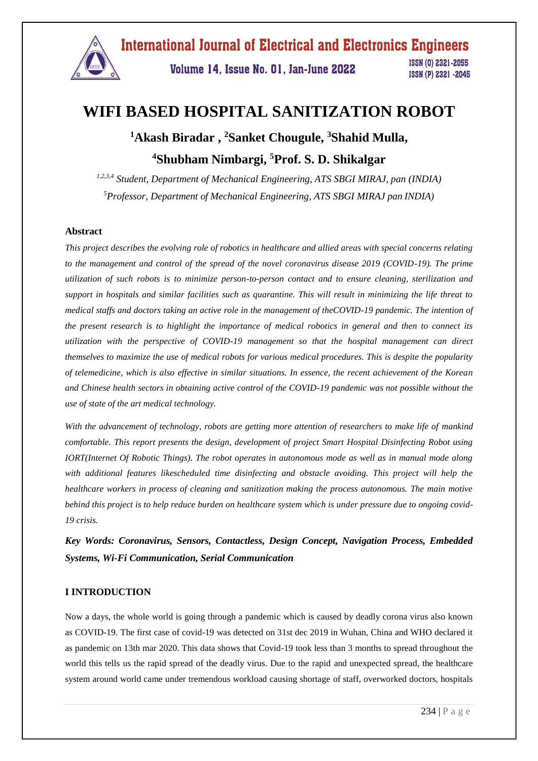# WIFI BASED HOSPITAL SANITIZATION ROBOT

**[1]Akash Biradar , [2]Sanket Chougule, [3]Shahid Mulla,**

**[4]Shubham Nimbargi, [5]Prof. S. D. Shikalgar**

*[1,2,3,4] Student, Department of Mechanical Engineering, ATS SBGI MIRAJ, pan (INDIA)*

*[5]Professor, Department of Mechanical Engineering, ATS SBGI MIRAJ pan INDIA)*

### Abstract

*This project describes the evolving role of robotics in healthcare and allied areas with special concerns relating to the management and control of the spread of the novel coronavirus disease 2019 (COVID-19). The prime utilization of such robots is to minimize person-to-person contact and to ensure cleaning, sterilization and support in hospitals and similar facilities such as quarantine. This will result in minimizing the life threat to medical staffs and doctors taking an active role in the management of theCOVID-19 pandemic. The intention of the present research is to highlight the importance of medical robotics in general and then to connect its utilization with the perspective of COVID-19 management so that the hospital management can direct themselves to maximize the use of medical robots for various medical procedures. This is despite the popularity of telemedicine, which is also effective in similar situations. In essence, the recent achievement of the Korean and Chinese health sectors in obtaining active control of the COVID-19 pandemic was not possible without the use of state of the art medical technology.*

*With the advancement of technology, robots are getting more attention of researchers to make life of mankind comfortable. This report presents the design, development of project Smart Hospital Disinfecting Robot using IORT(Internet Of Robotic Things). The robot operates in autonomous mode as well as in manual mode along with additional features likescheduled time disinfecting and obstacle avoiding. This project will help the healthcare workers in process of cleaning and sanitization making the process autonomous. The main motive behind this project is to help reduce burden on healthcare system which is under pressure due to ongoing covid-19 crisis.*

***Key Words: Coronavirus, Sensors, Contactless, Design Concept, Navigation Process, Embedded Systems, Wi-Fi Communication, Serial Communication***

### I INTRODUCTION

Now a days, the whole world is going through a pandemic which is caused by deadly corona virus also known as COVID-19. The first case of covid-19 was detected on 31st dec 2019 in Wuhan, China and WHO declared it as pandemic on 13th mar 2020. This data shows that Covid-19 took less than 3 months to spread throughout the world this tells us the rapid spread of the deadly virus. Due to the rapid and unexpected spread, the healthcare system around world came under tremendous workload causing shortage of staff, overworked doctors, hospitals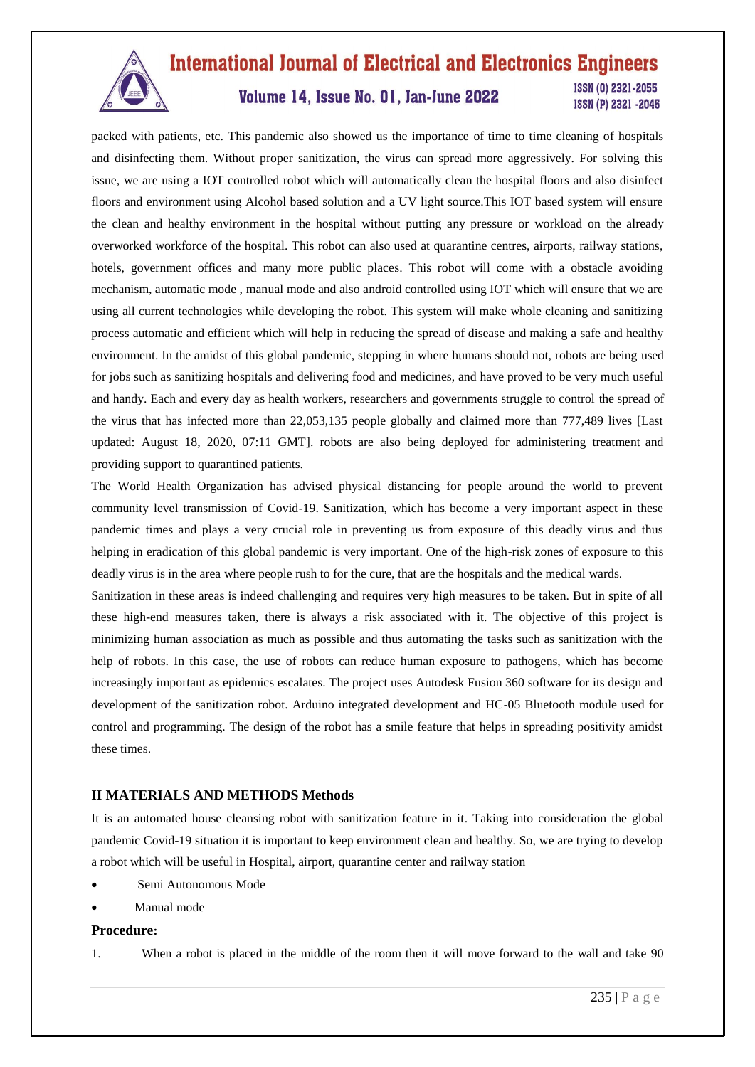packed with patients, etc. This pandemic also showed us the importance of time to time cleaning of hospitals and disinfecting them. Without proper sanitization, the virus can spread more aggressively. For solving this issue, we are using a IOT controlled robot which will automatically clean the hospital floors and also disinfect floors and environment using Alcohol based solution and a UV light source.This IOT based system will ensure the clean and healthy environment in the hospital without putting any pressure or workload on the already overworked workforce of the hospital. This robot can also used at quarantine centres, airports, railway stations, hotels, government offices and many more public places. This robot will come with a obstacle avoiding mechanism, automatic mode , manual mode and also android controlled using IOT which will ensure that we are using all current technologies while developing the robot. This system will make whole cleaning and sanitizing process automatic and efficient which will help in reducing the spread of disease and making a safe and healthy environment. In the amidst of this global pandemic, stepping in where humans should not, robots are being used for jobs such as sanitizing hospitals and delivering food and medicines, and have proved to be very much useful and handy. Each and every day as health workers, researchers and governments struggle to control the spread of the virus that has infected more than 22,053,135 people globally and claimed more than 777,489 lives [Last updated: August 18, 2020, 07:11 GMT]. robots are also being deployed for administering treatment and providing support to quarantined patients.

The World Health Organization has advised physical distancing for people around the world to prevent community level transmission of Covid-19. Sanitization, which has become a very important aspect in these pandemic times and plays a very crucial role in preventing us from exposure of this deadly virus and thus helping in eradication of this global pandemic is very important. One of the high-risk zones of exposure to this deadly virus is in the area where people rush to for the cure, that are the hospitals and the medical wards.

Sanitization in these areas is indeed challenging and requires very high measures to be taken. But in spite of all these high-end measures taken, there is always a risk associated with it. The objective of this project is minimizing human association as much as possible and thus automating the tasks such as sanitization with the help of robots. In this case, the use of robots can reduce human exposure to pathogens, which has become increasingly important as epidemics escalates. The project uses Autodesk Fusion 360 software for its design and development of the sanitization robot. Arduino integrated development and HC-05 Bluetooth module used for control and programming. The design of the robot has a smile feature that helps in spreading positivity amidst these times.

## II MATERIALS AND METHODS Methods

It is an automated house cleansing robot with sanitization feature in it. Taking into consideration the global pandemic Covid-19 situation it is important to keep environment clean and healthy. So, we are trying to develop a robot which will be useful in Hospital, airport, quarantine center and railway station

- Semi Autonomous Mode
- Manual mode

**Procedure:**

1. When a robot is placed in the middle of the room then it will move forward to the wall and take 90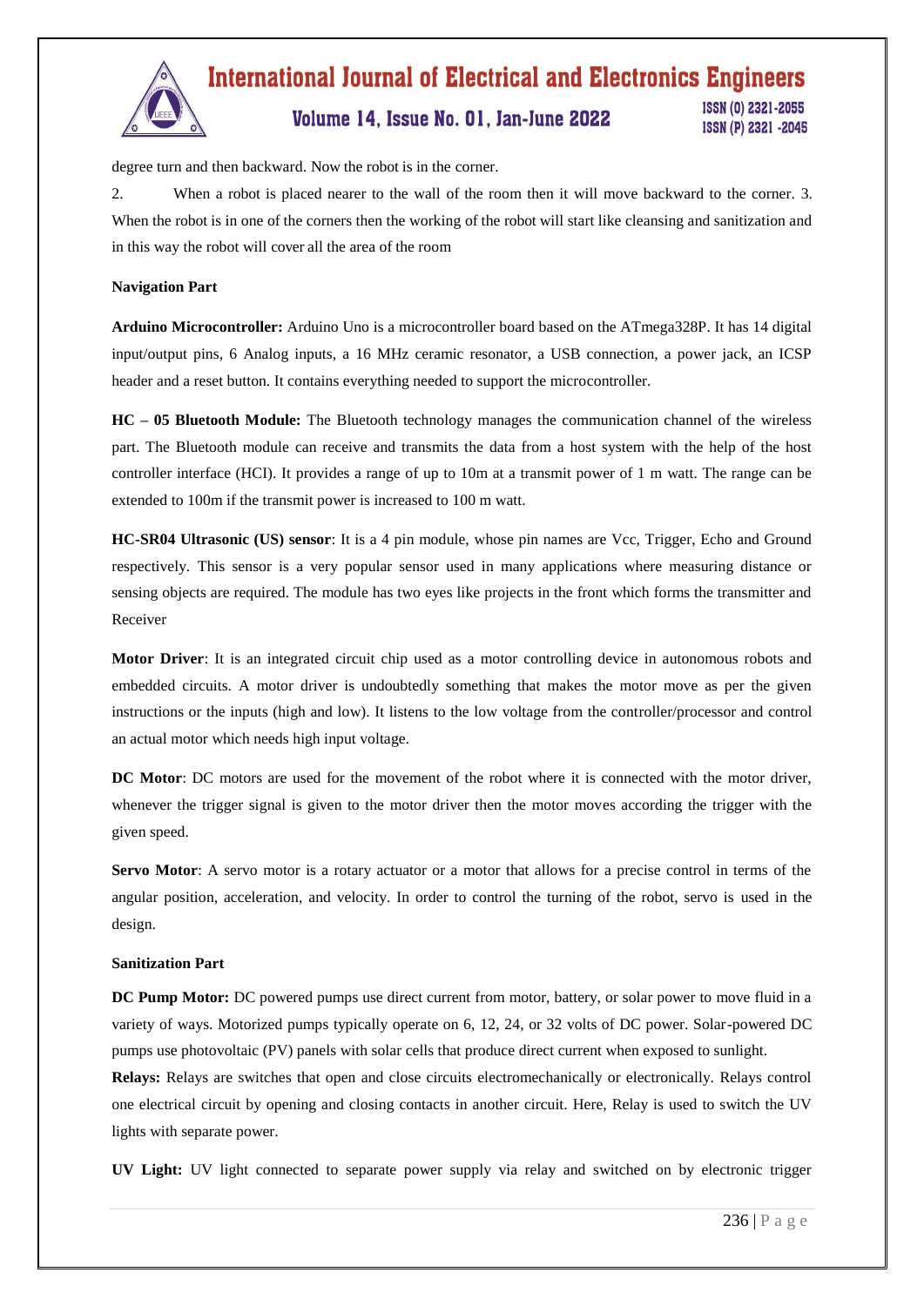degree turn and then backward. Now the robot is in the corner.

2. When a robot is placed nearer to the wall of the room then it will move backward to the corner. 3. When the robot is in one of the corners then the working of the robot will start like cleansing and sanitization and in this way the robot will cover all the area of the room

**Navigation Part**

**Arduino Microcontroller:** Arduino Uno is a microcontroller board based on the ATmega328P. It has 14 digital input/output pins, 6 Analog inputs, a 16 MHz ceramic resonator, a USB connection, a power jack, an ICSP header and a reset button. It contains everything needed to support the microcontroller.

**HC – 05 Bluetooth Module:** The Bluetooth technology manages the communication channel of the wireless part. The Bluetooth module can receive and transmits the data from a host system with the help of the host controller interface (HCI). It provides a range of up to 10m at a transmit power of 1 m watt. The range can be extended to 100m if the transmit power is increased to 100 m watt.

**HC-SR04 Ultrasonic (US) sensor**: It is a 4 pin module, whose pin names are Vcc, Trigger, Echo and Ground respectively. This sensor is a very popular sensor used in many applications where measuring distance or sensing objects are required. The module has two eyes like projects in the front which forms the transmitter and Receiver

**Motor Driver**: It is an integrated circuit chip used as a motor controlling device in autonomous robots and embedded circuits. A motor driver is undoubtedly something that makes the motor move as per the given instructions or the inputs (high and low). It listens to the low voltage from the controller/processor and control an actual motor which needs high input voltage.

**DC Motor**: DC motors are used for the movement of the robot where it is connected with the motor driver, whenever the trigger signal is given to the motor driver then the motor moves according the trigger with the given speed.

**Servo Motor**: A servo motor is a rotary actuator or a motor that allows for a precise control in terms of the angular position, acceleration, and velocity. In order to control the turning of the robot, servo is used in the design.

**Sanitization Part**

**DC Pump Motor:** DC powered pumps use direct current from motor, battery, or solar power to move fluid in a variety of ways. Motorized pumps typically operate on 6, 12, 24, or 32 volts of DC power. Solar-powered DC pumps use photovoltaic (PV) panels with solar cells that produce direct current when exposed to sunlight.

**Relays:** Relays are switches that open and close circuits electromechanically or electronically. Relays control one electrical circuit by opening and closing contacts in another circuit. Here, Relay is used to switch the UV lights with separate power.

**UV Light:** UV light connected to separate power supply via relay and switched on by electronic trigger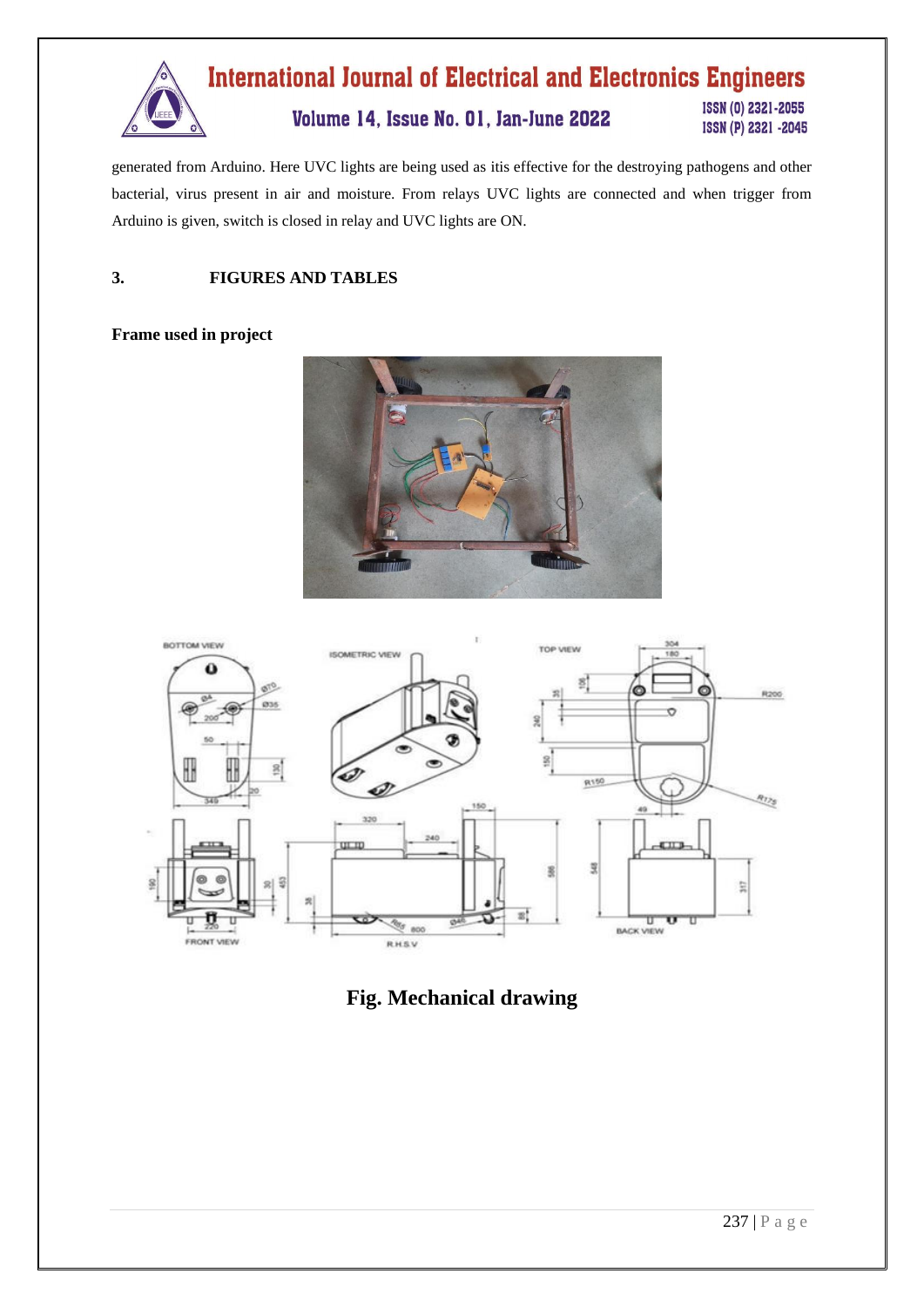generated from Arduino. Here UVC lights are being used as itis effective for the destroying pathogens and other bacterial, virus present in air and moisture. From relays UVC lights are connected and when trigger from Arduino is given, switch is closed in relay and UVC lights are ON.

## 3. FIGURES AND TABLES

**Frame used in project**

**Fig. Mechanical drawing**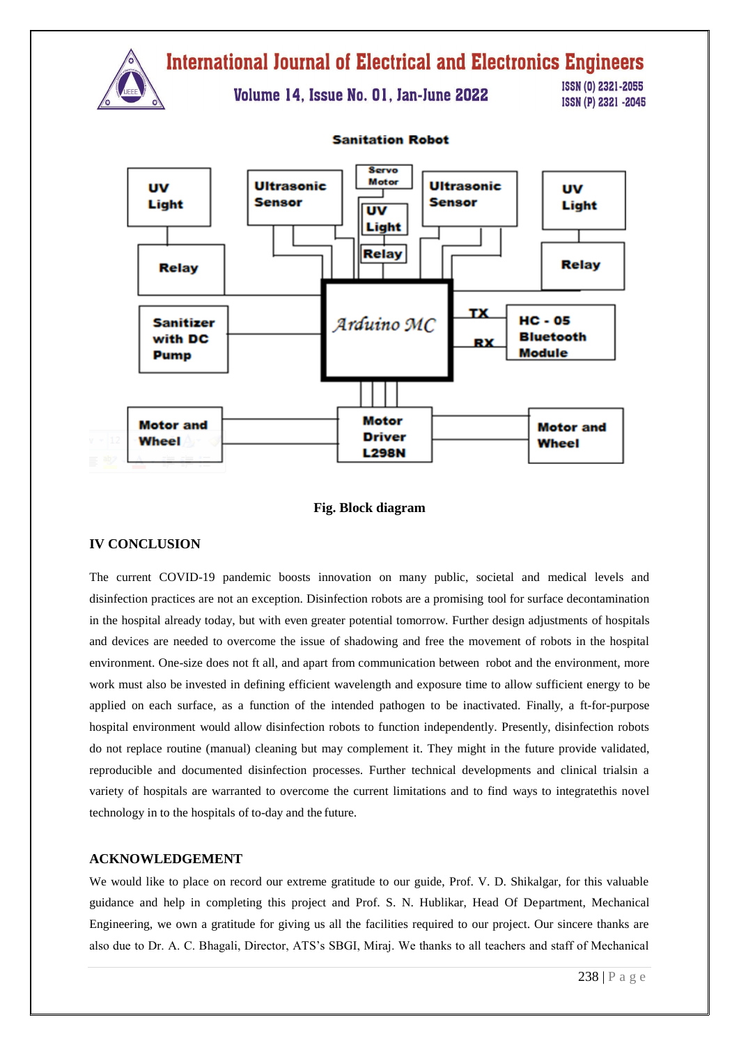Sanitation Robot

UV Light | Ultrasonic Sensor | Servo Motor | UV Light | Relay | Ultrasonic Sensor | UV Light | Relay | Sanitizer with DC Pump | Arduino MC | TX | RX | HC - 05 Bluetooth Module | Motor and Wheel | Motor Driver L298N | Motor and Wheel

**Fig. Block diagram**

## IV CONCLUSION

The current COVID-19 pandemic boosts innovation on many public, societal and medical levels and disinfection practices are not an exception. Disinfection robots are a promising tool for surface decontamination in the hospital already today, but with even greater potential tomorrow. Further design adjustments of hospitals and devices are needed to overcome the issue of shadowing and free the movement of robots in the hospital environment. One-size does not ft all, and apart from communication between robot and the environment, more work must also be invested in defining efficient wavelength and exposure time to allow sufficient energy to be applied on each surface, as a function of the intended pathogen to be inactivated. Finally, a ft-for-purpose hospital environment would allow disinfection robots to function independently. Presently, disinfection robots do not replace routine (manual) cleaning but may complement it. They might in the future provide validated, reproducible and documented disinfection processes. Further technical developments and clinical trialsin a variety of hospitals are warranted to overcome the current limitations and to find ways to integratethis novel technology in to the hospitals of to-day and the future.

## ACKNOWLEDGEMENT

We would like to place on record our extreme gratitude to our guide, Prof. V. D. Shikalgar, for this valuable guidance and help in completing this project and Prof. S. N. Hublikar, Head Of Department, Mechanical Engineering, we own a gratitude for giving us all the facilities required to our project. Our sincere thanks are also due to Dr. A. C. Bhagali, Director, ATS's SBGI, Miraj. We thanks to all teachers and staff of Mechanical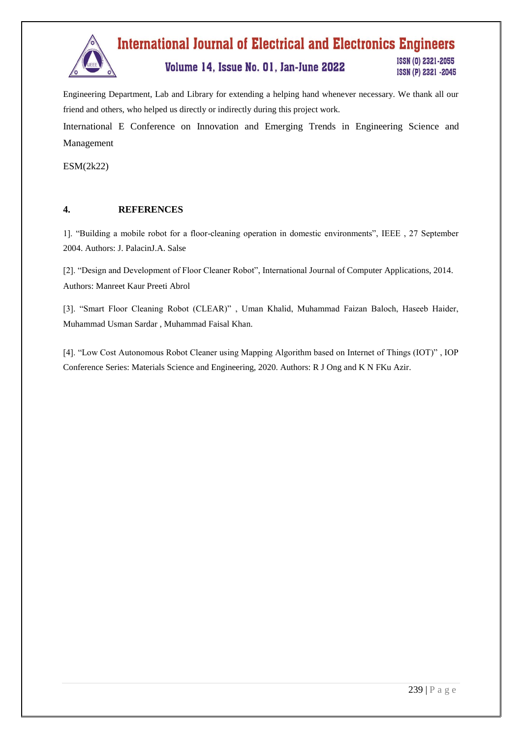Engineering Department, Lab and Library for extending a helping hand whenever necessary. We thank all our friend and others, who helped us directly or indirectly during this project work.

International E Conference on Innovation and Emerging Trends in Engineering Science and Management

ESM(2k22)

## 4. REFERENCES

1]. "Building a mobile robot for a floor-cleaning operation in domestic environments", IEEE , 27 September 2004. Authors: J. PalacinJ.A. Salse

[2]. "Design and Development of Floor Cleaner Robot", International Journal of Computer Applications, 2014. Authors: Manreet Kaur Preeti Abrol

[3]. "Smart Floor Cleaning Robot (CLEAR)" , Uman Khalid, Muhammad Faizan Baloch, Haseeb Haider, Muhammad Usman Sardar , Muhammad Faisal Khan.

[4]. "Low Cost Autonomous Robot Cleaner using Mapping Algorithm based on Internet of Things (IOT)" , IOP Conference Series: Materials Science and Engineering, 2020. Authors: R J Ong and K N FKu Azir.